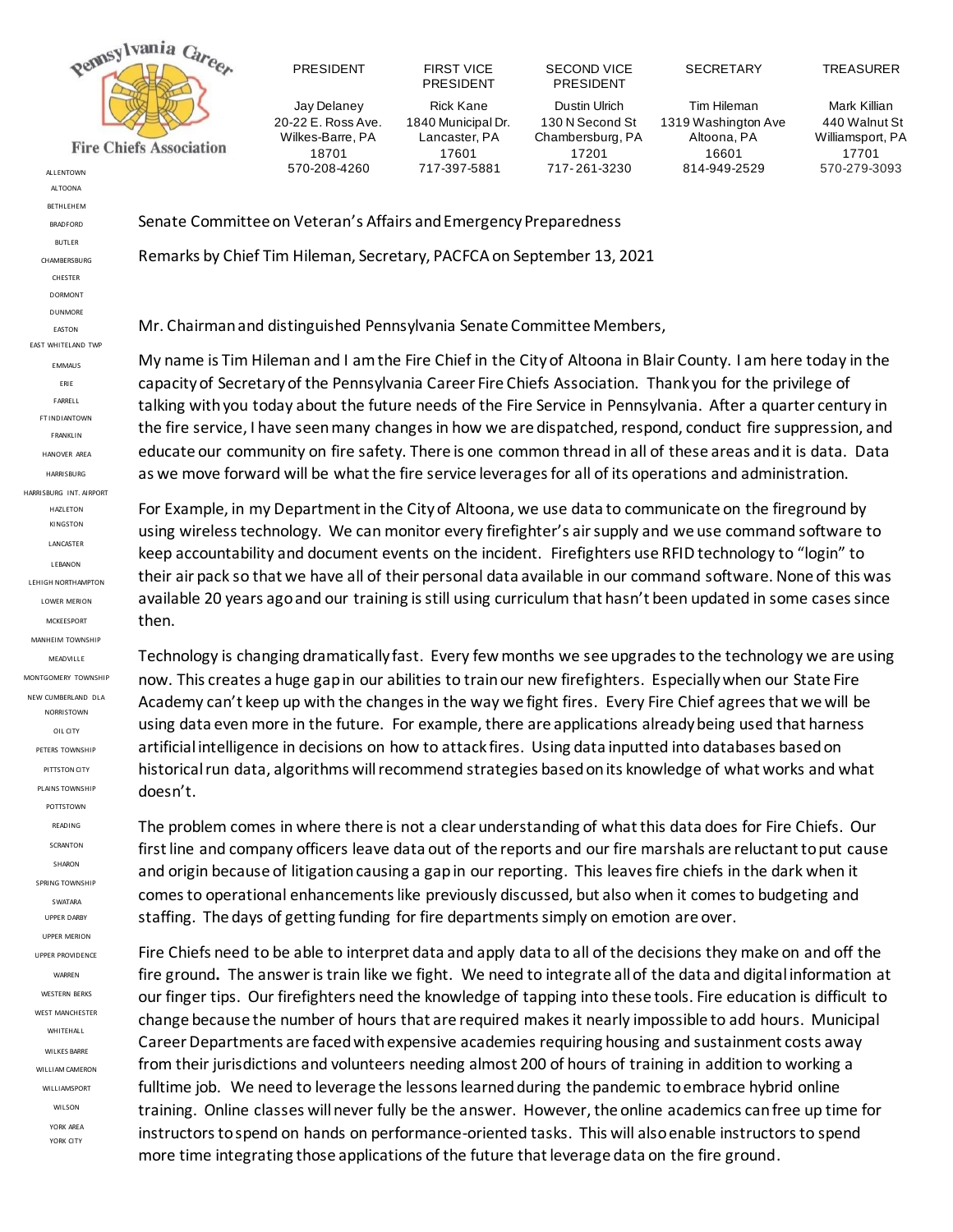Pennsylvania Career Fire Chiefs Association

| PRESIDENT | FIRST VICE PRESIDENT | SECOND VICE PRESIDENT | SECRETARY | TREASURER |
|---|---|---|---|---|
| Jay Delaney | Rick Kane | Dustin Ulrich | Tim Hileman | Mark Killian |
| 20-22 E. Ross Ave. | 1840 Municipal Dr. | 130 N Second St | 1319 Washington Ave | 440 Walnut St |
| Wilkes-Barre, PA | Lancaster, PA | Chambersburg, PA | Altoona, PA | Williamsport, PA |
| 18701 | 17601 | 17201 | 16601 | 17701 |
| 570-208-4260 | 717-397-5881 | 717-261-3230 | 814-949-2529 | 570-279-3093 |

ALLENTOWN
ALTOONA
BETHLEHEM
BRADFORD
BUTLER
CHAMBERSBURG
CHESTER
DORMONT
DUNMORE
EASTON
EAST WHITELAND TWP
EMMAUS
ERIE
FARRELL
FT INDIANTOWN
FRANKLIN
HANOVER AREA
HARRISBURG
HARRISBURG INT. AIRPORT
HAZLETON
KINGSTON
LANCASTER
LEBANON
LEHIGH NORTHAMPTON
LOWER MERION
MCKEESPORT
MANHEIM TOWNSHIP
MEADVILLE
MONTGOMERY TOWNSHIP
NEW CUMBERLAND DLA
NORRISTOWN
OIL CITY
PETERS TOWNSHIP
PITTSTON CITY
PLAINS TOWNSHIP
POTTSTOWN
READING
SCRANTON
SHARON
SPRING TOWNSHIP
SWATARA
UPPER DARBY
UPPER MERION
UPPER PROVIDENCE
WARREN
WESTERN BERKS
WEST MANCHESTER
WHITEHALL
WILKES BARRE
WILLIAM CAMERON
WILLIAMSPORT
WILSON
YORK AREA
YORK CITY

Senate Committee on Veteran's Affairs and Emergency Preparedness

Remarks by Chief Tim Hileman, Secretary, PACFCA on September 13, 2021

Mr. Chairman and distinguished Pennsylvania Senate Committee Members,

My name is Tim Hileman and I am the Fire Chief in the City of Altoona in Blair County. I am here today in the capacity of Secretary of the Pennsylvania Career Fire Chiefs Association. Thank you for the privilege of talking with you today about the future needs of the Fire Service in Pennsylvania. After a quarter century in the fire service, I have seen many changes in how we are dispatched, respond, conduct fire suppression, and educate our community on fire safety. There is one common thread in all of these areas and it is data. Data as we move forward will be what the fire service leverages for all of its operations and administration.

For Example, in my Department in the City of Altoona, we use data to communicate on the fireground by using wireless technology. We can monitor every firefighter's air supply and we use command software to keep accountability and document events on the incident. Firefighters use RFID technology to "login" to their air pack so that we have all of their personal data available in our command software. None of this was available 20 years ago and our training is still using curriculum that hasn't been updated in some cases since then.

Technology is changing dramatically fast. Every few months we see upgrades to the technology we are using now. This creates a huge gap in our abilities to train our new firefighters. Especially when our State Fire Academy can't keep up with the changes in the way we fight fires. Every Fire Chief agrees that we will be using data even more in the future. For example, there are applications already being used that harness artificial intelligence in decisions on how to attack fires. Using data inputted into databases based on historical run data, algorithms will recommend strategies based on its knowledge of what works and what doesn't.

The problem comes in where there is not a clear understanding of what this data does for Fire Chiefs. Our first line and company officers leave data out of the reports and our fire marshals are reluctant to put cause and origin because of litigation causing a gap in our reporting. This leaves fire chiefs in the dark when it comes to operational enhancements like previously discussed, but also when it comes to budgeting and staffing. The days of getting funding for fire departments simply on emotion are over.

Fire Chiefs need to be able to interpret data and apply data to all of the decisions they make on and off the fire ground**.** The answer is train like we fight. We need to integrate all of the data and digital information at our finger tips. Our firefighters need the knowledge of tapping into these tools. Fire education is difficult to change because the number of hours that are required makes it nearly impossible to add hours. Municipal Career Departments are faced with expensive academies requiring housing and sustainment costs away from their jurisdictions and volunteers needing almost 200 of hours of training in addition to working a fulltime job. We need to leverage the lessons learned during the pandemic to embrace hybrid online training. Online classes will never fully be the answer. However, the online academics can free up time for instructors to spend on hands on performance-oriented tasks. This will also enable instructors to spend more time integrating those applications of the future that leverage data on the fire ground.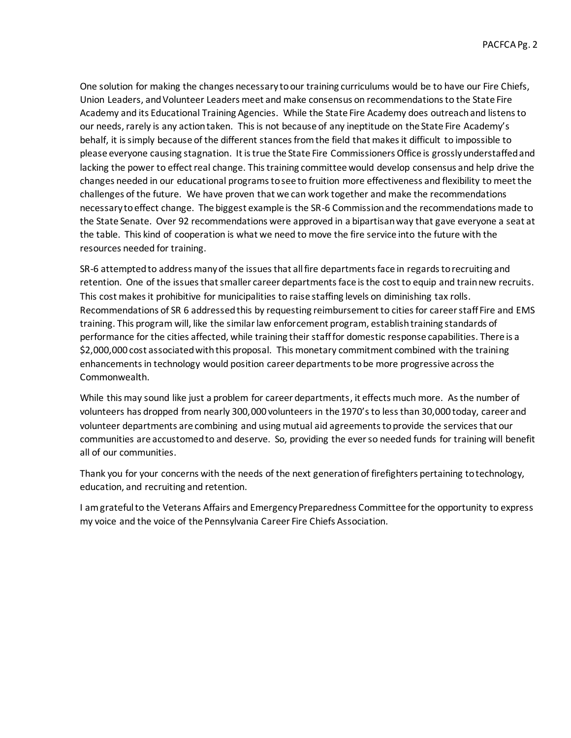One solution for making the changes necessary to our training curriculums would be to have our Fire Chiefs, Union Leaders, and Volunteer Leaders meet and make consensus on recommendations to the State Fire Academy and its Educational Training Agencies. While the State Fire Academy does outreach and listens to our needs, rarely is any action taken. This is not because of any ineptitude on the State Fire Academy's behalf, it is simply because of the different stances from the field that makes it difficult to impossible to please everyone causing stagnation. It is true the State Fire Commissioners Office is grossly understaffed and lacking the power to effect real change. This training committee would develop consensus and help drive the changes needed in our educational programs to see to fruition more effectiveness and flexibility to meet the challenges of the future. We have proven that we can work together and make the recommendations necessary to effect change. The biggest example is the SR-6 Commission and the recommendations made to the State Senate. Over 92 recommendations were approved in a bipartisan way that gave everyone a seat at the table. This kind of cooperation is what we need to move the fire service into the future with the resources needed for training.

SR-6 attempted to address many of the issues that all fire departments face in regards to recruiting and retention. One of the issues that smaller career departments face is the cost to equip and train new recruits. This cost makes it prohibitive for municipalities to raise staffing levels on diminishing tax rolls. Recommendations of SR 6 addressed this by requesting reimbursement to cities for career staff Fire and EMS training. This program will, like the similar law enforcement program, establish training standards of performance for the cities affected, while training their staff for domestic response capabilities. There is a $2,000,000 cost associated with this proposal. This monetary commitment combined with the training enhancements in technology would position career departments to be more progressive across the Commonwealth.

While this may sound like just a problem for career departments, it effects much more. As the number of volunteers has dropped from nearly 300,000 volunteers in the 1970's to less than 30,000 today, career and volunteer departments are combining and using mutual aid agreements to provide the services that our communities are accustomed to and deserve. So, providing the ever so needed funds for training will benefit all of our communities.

Thank you for your concerns with the needs of the next generation of firefighters pertaining to technology, education, and recruiting and retention.

I am grateful to the Veterans Affairs and Emergency Preparedness Committee for the opportunity to express my voice and the voice of the Pennsylvania Career Fire Chiefs Association.